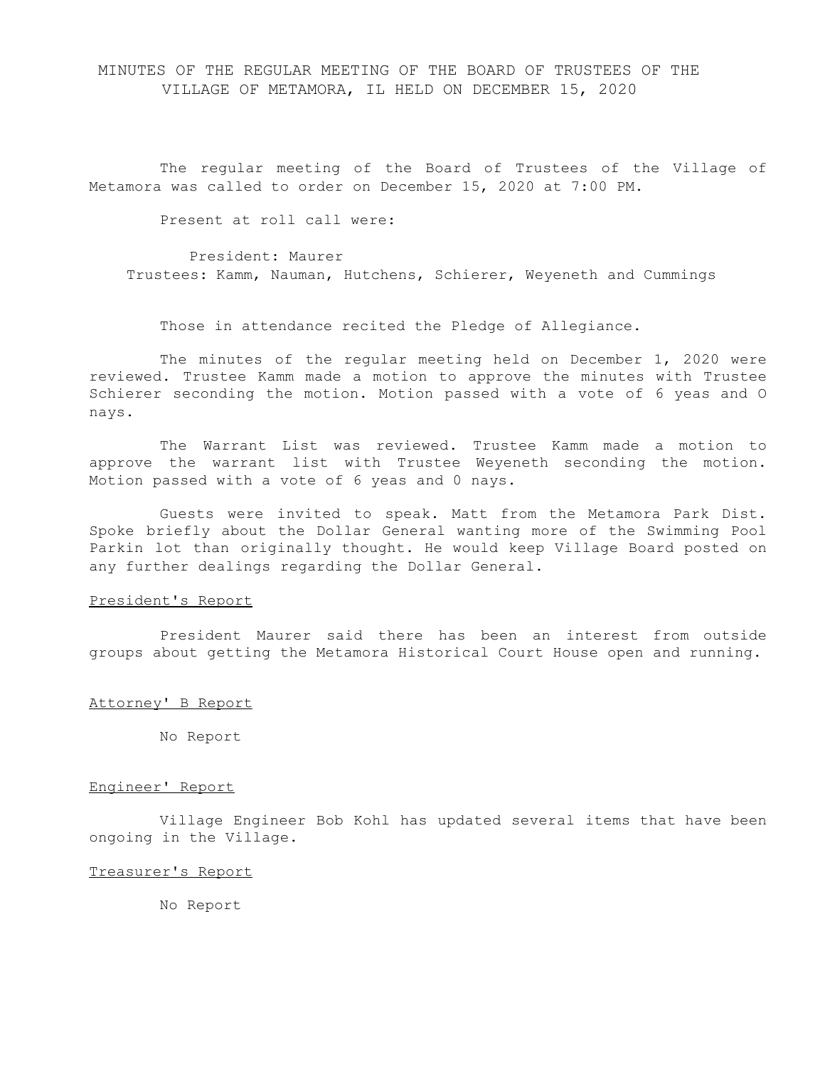MINUTES OF THE REGULAR MEETING OF THE BOARD OF TRUSTEES OF THE VILLAGE OF METAMORA, IL HELD ON DECEMBER 15, 2020

The regular meeting of the Board of Trustees of the Village of Metamora was called to order on December 15, 2020 at 7:00 PM.

Present at roll call were:

President: Maurer
Trustees: Kamm, Nauman, Hutchens, Schierer, Weyeneth and Cummings

Those in attendance recited the Pledge of Allegiance.

The minutes of the regular meeting held on December 1, 2020 were reviewed. Trustee Kamm made a motion to approve the minutes with Trustee Schierer seconding the motion. Motion passed with a vote of 6 yeas and O nays.

The Warrant List was reviewed. Trustee Kamm made a motion to approve the warrant list with Trustee Weyeneth seconding the motion. Motion passed with a vote of 6 yeas and 0 nays.

Guests were invited to speak. Matt from the Metamora Park Dist. Spoke briefly about the Dollar General wanting more of the Swimming Pool Parkin lot than originally thought. He would keep Village Board posted on any further dealings regarding the Dollar General.

<u>President's Report</u>

President Maurer said there has been an interest from outside groups about getting the Metamora Historical Court House open and running.

<u>Attorney' B Report</u>

No Report

<u>Engineer' Report</u>

Village Engineer Bob Kohl has updated several items that have been ongoing in the Village.

<u>Treasurer's Report</u>

No Report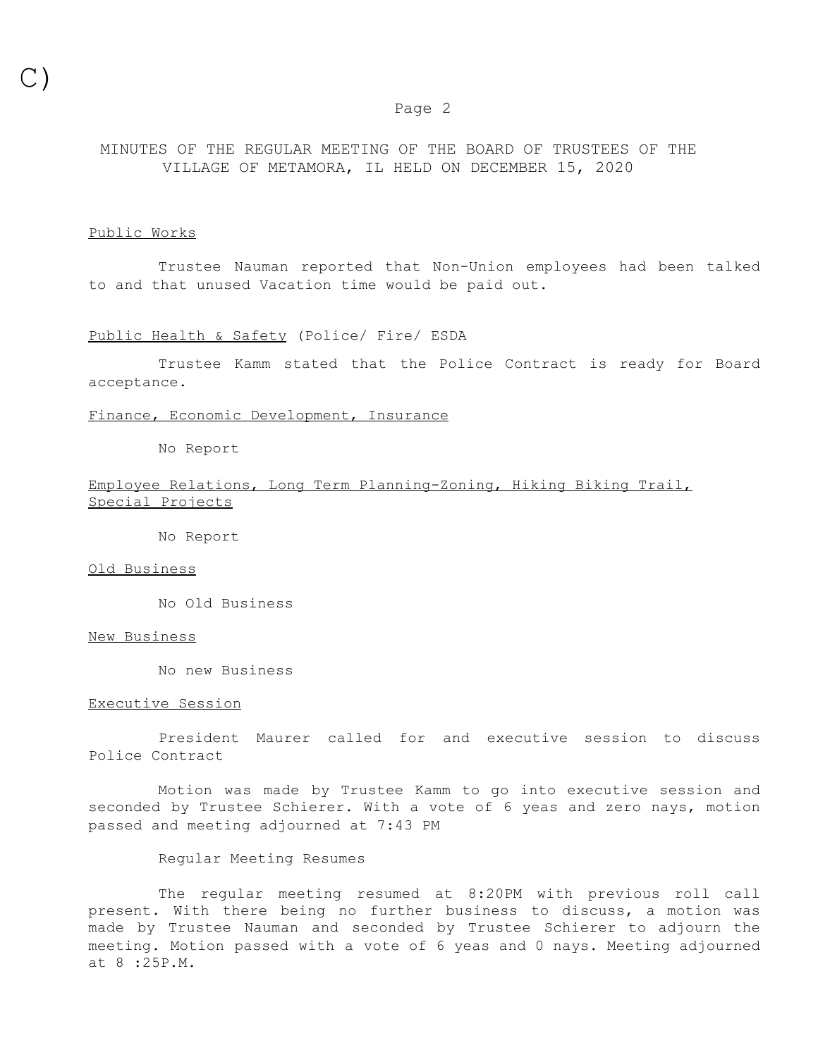C)

# MINUTES OF THE REGULAR MEETING OF THE BOARD OF TRUSTEES OF THE VILLAGE OF METAMORA, IL HELD ON DECEMBER 15, 2020

<u>Public Works</u>

Trustee Nauman reported that Non-Union employees had been talked to and that unused Vacation time would be paid out.

<u>Public Health & Safety</u> (Police/ Fire/ ESDA

Trustee Kamm stated that the Police Contract is ready for Board acceptance.

<u>Finance, Economic Development, Insurance</u>

No Report

<u>Employee Relations, Long Term Planning-Zoning, Hiking Biking Trail, Special Projects</u>

No Report

<u>Old Business</u>

No Old Business

<u>New Business</u>

No new Business

<u>Executive Session</u>

President Maurer called for and executive session to discuss Police Contract

Motion was made by Trustee Kamm to go into executive session and seconded by Trustee Schierer. With a vote of 6 yeas and zero nays, motion passed and meeting adjourned at 7:43 PM

Regular Meeting Resumes

The regular meeting resumed at 8:20PM with previous roll call present. With there being no further business to discuss, a motion was made by Trustee Nauman and seconded by Trustee Schierer to adjourn the meeting. Motion passed with a vote of 6 yeas and 0 nays. Meeting adjourned at 8 :25P.M.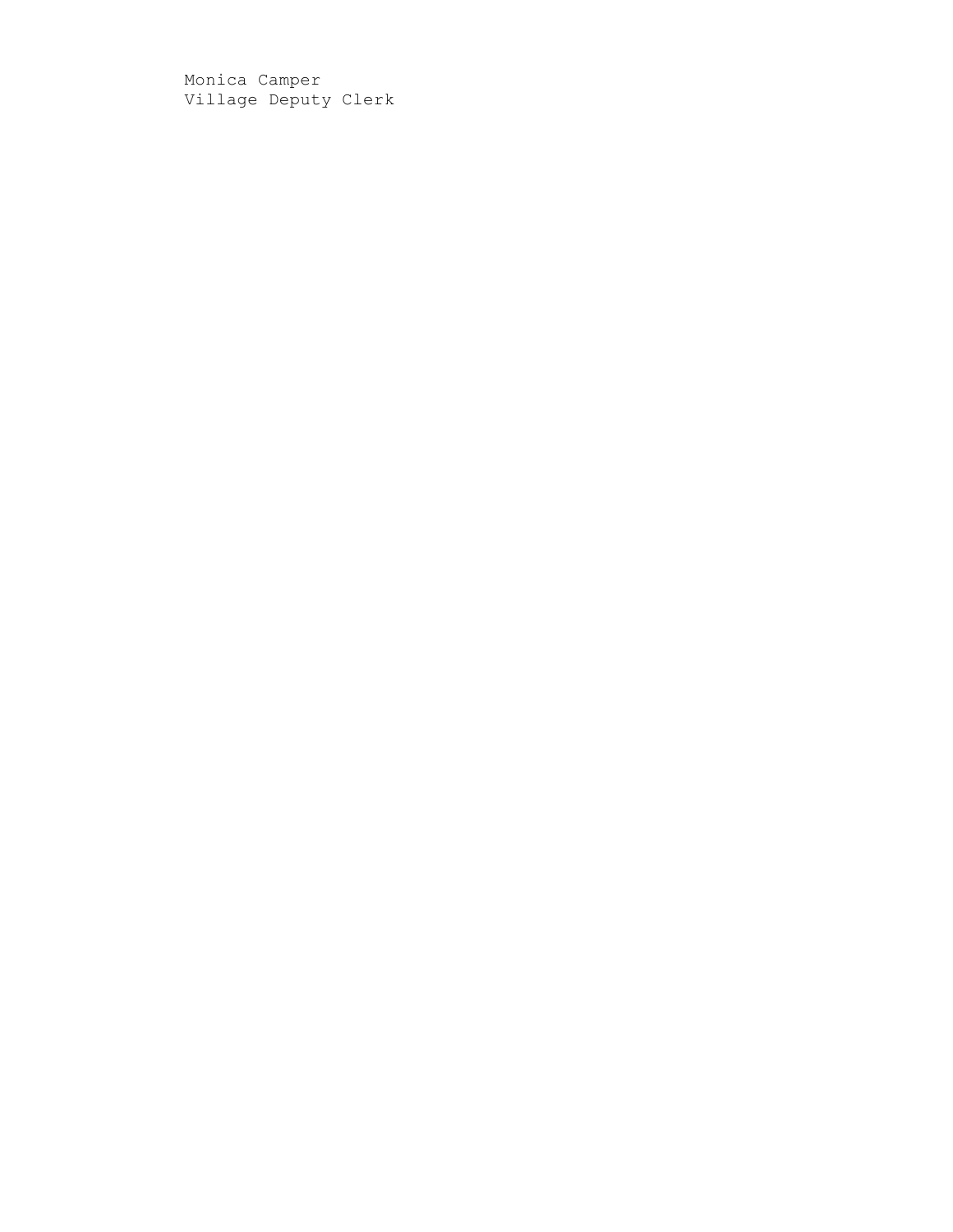Monica Camper
Village Deputy Clerk